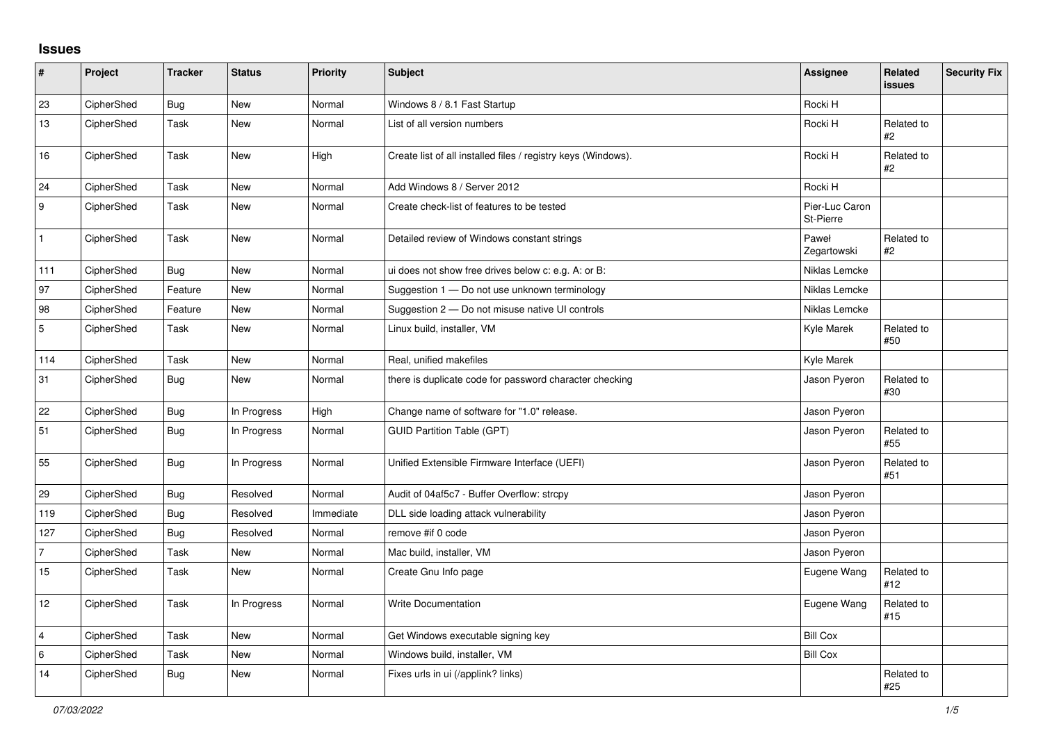## Issues

| # | Project | Tracker | Status | Priority | Subject | Assignee | Related issues | Security Fix |
|---|---|---|---|---|---|---|---|---|
| 23 | CipherShed | Bug | New | Normal | Windows 8 / 8.1 Fast Startup | Rocki H | | |
| 13 | CipherShed | Task | New | Normal | List of all version numbers | Rocki H | Related to #2 | |
| 16 | CipherShed | Task | New | High | Create list of all installed files / registry keys (Windows). | Rocki H | Related to #2 | |
| 24 | CipherShed | Task | New | Normal | Add Windows 8 / Server 2012 | Rocki H | | |
| 9 | CipherShed | Task | New | Normal | Create check-list of features to be tested | Pier-Luc Caron St-Pierre | | |
| 1 | CipherShed | Task | New | Normal | Detailed review of Windows constant strings | Paweł Zegartowski | Related to #2 | |
| 111 | CipherShed | Bug | New | Normal | ui does not show free drives below c: e.g. A: or B: | Niklas Lemcke | | |
| 97 | CipherShed | Feature | New | Normal | Suggestion 1 — Do not use unknown terminology | Niklas Lemcke | | |
| 98 | CipherShed | Feature | New | Normal | Suggestion 2 — Do not misuse native UI controls | Niklas Lemcke | | |
| 5 | CipherShed | Task | New | Normal | Linux build, installer, VM | Kyle Marek | Related to #50 | |
| 114 | CipherShed | Task | New | Normal | Real, unified makefiles | Kyle Marek | | |
| 31 | CipherShed | Bug | New | Normal | there is duplicate code for password character checking | Jason Pyeron | Related to #30 | |
| 22 | CipherShed | Bug | In Progress | High | Change name of software for "1.0" release. | Jason Pyeron | | |
| 51 | CipherShed | Bug | In Progress | Normal | GUID Partition Table (GPT) | Jason Pyeron | Related to #55 | |
| 55 | CipherShed | Bug | In Progress | Normal | Unified Extensible Firmware Interface (UEFI) | Jason Pyeron | Related to #51 | |
| 29 | CipherShed | Bug | Resolved | Normal | Audit of 04af5c7 - Buffer Overflow: strcpy | Jason Pyeron | | |
| 119 | CipherShed | Bug | Resolved | Immediate | DLL side loading attack vulnerability | Jason Pyeron | | |
| 127 | CipherShed | Bug | Resolved | Normal | remove #if 0 code | Jason Pyeron | | |
| 7 | CipherShed | Task | New | Normal | Mac build, installer, VM | Jason Pyeron | | |
| 15 | CipherShed | Task | New | Normal | Create Gnu Info page | Eugene Wang | Related to #12 | |
| 12 | CipherShed | Task | In Progress | Normal | Write Documentation | Eugene Wang | Related to #15 | |
| 4 | CipherShed | Task | New | Normal | Get Windows executable signing key | Bill Cox | | |
| 6 | CipherShed | Task | New | Normal | Windows build, installer, VM | Bill Cox | | |
| 14 | CipherShed | Bug | New | Normal | Fixes urls in ui (/applink? links) | | Related to #25 | |

*07/03/2022*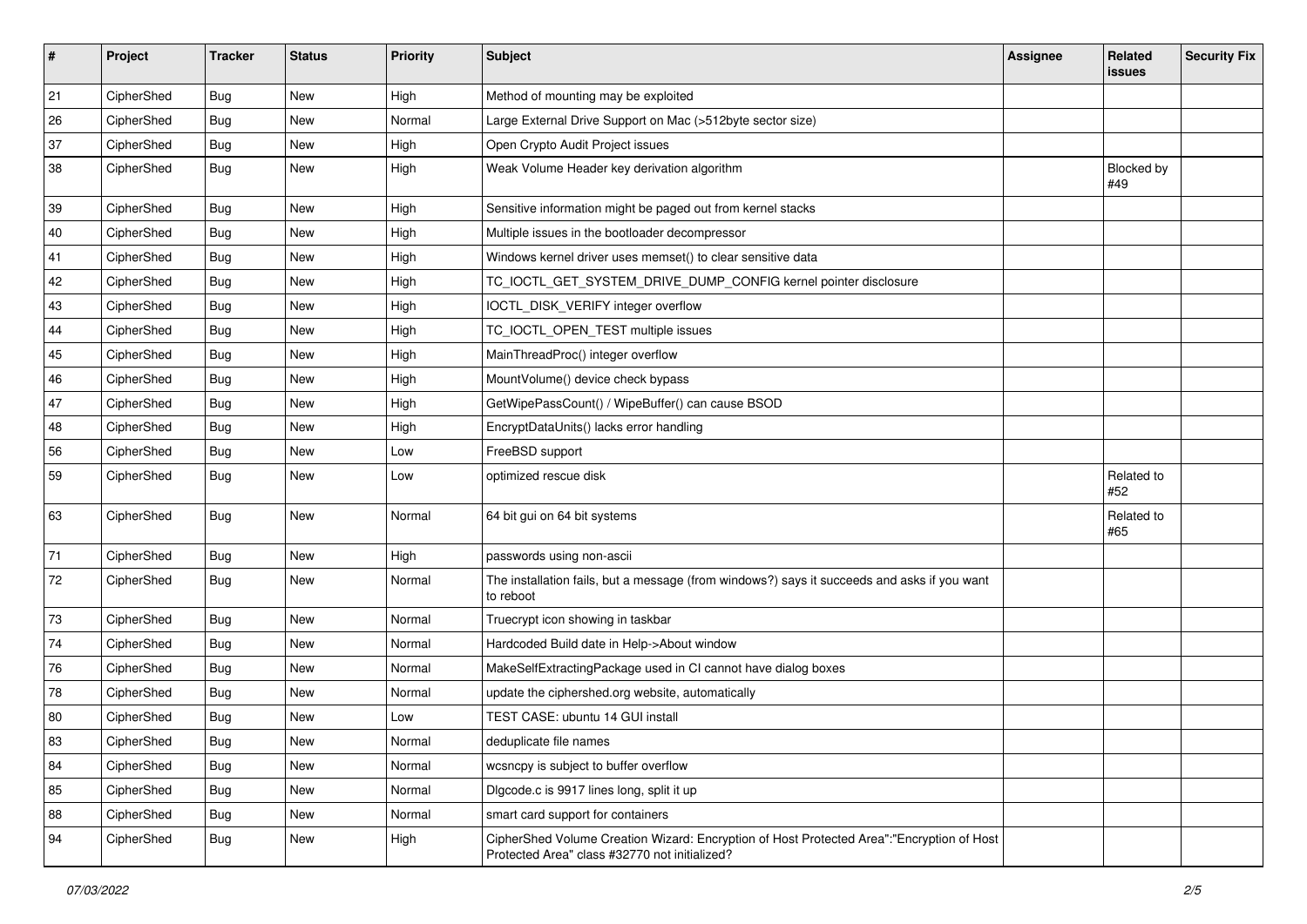| # | Project | Tracker | Status | Priority | Subject | Assignee | Related issues | Security Fix |
|---|---|---|---|---|---|---|---|---|
| 21 | CipherShed | Bug | New | High | Method of mounting may be exploited | | | |
| 26 | CipherShed | Bug | New | Normal | Large External Drive Support on Mac (>512byte sector size) | | | |
| 37 | CipherShed | Bug | New | High | Open Crypto Audit Project issues | | | |
| 38 | CipherShed | Bug | New | High | Weak Volume Header key derivation algorithm | | Blocked by #49 | |
| 39 | CipherShed | Bug | New | High | Sensitive information might be paged out from kernel stacks | | | |
| 40 | CipherShed | Bug | New | High | Multiple issues in the bootloader decompressor | | | |
| 41 | CipherShed | Bug | New | High | Windows kernel driver uses memset() to clear sensitive data | | | |
| 42 | CipherShed | Bug | New | High | TC_IOCTL_GET_SYSTEM_DRIVE_DUMP_CONFIG kernel pointer disclosure | | | |
| 43 | CipherShed | Bug | New | High | IOCTL_DISK_VERIFY integer overflow | | | |
| 44 | CipherShed | Bug | New | High | TC_IOCTL_OPEN_TEST multiple issues | | | |
| 45 | CipherShed | Bug | New | High | MainThreadProc() integer overflow | | | |
| 46 | CipherShed | Bug | New | High | MountVolume() device check bypass | | | |
| 47 | CipherShed | Bug | New | High | GetWipePassCount() / WipeBuffer() can cause BSOD | | | |
| 48 | CipherShed | Bug | New | High | EncryptDataUnits() lacks error handling | | | |
| 56 | CipherShed | Bug | New | Low | FreeBSD support | | | |
| 59 | CipherShed | Bug | New | Low | optimized rescue disk | | Related to #52 | |
| 63 | CipherShed | Bug | New | Normal | 64 bit gui on 64 bit systems | | Related to #65 | |
| 71 | CipherShed | Bug | New | High | passwords using non-ascii | | | |
| 72 | CipherShed | Bug | New | Normal | The installation fails, but a message (from windows?) says it succeeds and asks if you want to reboot | | | |
| 73 | CipherShed | Bug | New | Normal | Truecrypt icon showing in taskbar | | | |
| 74 | CipherShed | Bug | New | Normal | Hardcoded Build date in Help->About window | | | |
| 76 | CipherShed | Bug | New | Normal | MakeSelfExtractingPackage used in CI cannot have dialog boxes | | | |
| 78 | CipherShed | Bug | New | Normal | update the ciphershed.org website, automatically | | | |
| 80 | CipherShed | Bug | New | Low | TEST CASE: ubuntu 14 GUI install | | | |
| 83 | CipherShed | Bug | New | Normal | deduplicate file names | | | |
| 84 | CipherShed | Bug | New | Normal | wcsncpy is subject to buffer overflow | | | |
| 85 | CipherShed | Bug | New | Normal | Dlgcode.c is 9917 lines long, split it up | | | |
| 88 | CipherShed | Bug | New | Normal | smart card support for containers | | | |
| 94 | CipherShed | Bug | New | High | CipherShed Volume Creation Wizard: Encryption of Host Protected Area":"Encryption of Host Protected Area" class #32770 not initialized? | | | |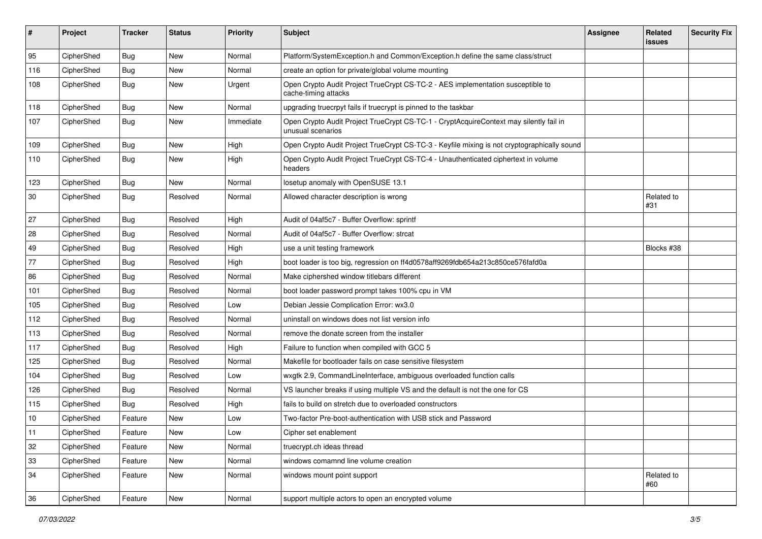| # | Project | Tracker | Status | Priority | Subject | Assignee | Related issues | Security Fix |
|---|---|---|---|---|---|---|---|---|
| 95 | CipherShed | Bug | New | Normal | Platform/SystemException.h and Common/Exception.h define the same class/struct | | | |
| 116 | CipherShed | Bug | New | Normal | create an option for private/global volume mounting | | | |
| 108 | CipherShed | Bug | New | Urgent | Open Crypto Audit Project TrueCrypt CS-TC-2 - AES implementation susceptible to cache-timing attacks | | | |
| 118 | CipherShed | Bug | New | Normal | upgrading truecrpyt fails if truecrypt is pinned to the taskbar | | | |
| 107 | CipherShed | Bug | New | Immediate | Open Crypto Audit Project TrueCrypt CS-TC-1 - CryptAcquireContext may silently fail in unusual scenarios | | | |
| 109 | CipherShed | Bug | New | High | Open Crypto Audit Project TrueCrypt CS-TC-3 - Keyfile mixing is not cryptographically sound | | | |
| 110 | CipherShed | Bug | New | High | Open Crypto Audit Project TrueCrypt CS-TC-4 - Unauthenticated ciphertext in volume headers | | | |
| 123 | CipherShed | Bug | New | Normal | losetup anomaly with OpenSUSE 13.1 | | | |
| 30 | CipherShed | Bug | Resolved | Normal | Allowed character description is wrong | | Related to #31 | |
| 27 | CipherShed | Bug | Resolved | High | Audit of 04af5c7 - Buffer Overflow: sprintf | | | |
| 28 | CipherShed | Bug | Resolved | Normal | Audit of 04af5c7 - Buffer Overflow: strcat | | | |
| 49 | CipherShed | Bug | Resolved | High | use a unit testing framework | | Blocks #38 | |
| 77 | CipherShed | Bug | Resolved | High | boot loader is too big, regression on ff4d0578aff9269fdb654a213c850ce576fafd0a | | | |
| 86 | CipherShed | Bug | Resolved | Normal | Make ciphershed window titlebars different | | | |
| 101 | CipherShed | Bug | Resolved | Normal | boot loader password prompt takes 100% cpu in VM | | | |
| 105 | CipherShed | Bug | Resolved | Low | Debian Jessie Complication Error: wx3.0 | | | |
| 112 | CipherShed | Bug | Resolved | Normal | uninstall on windows does not list version info | | | |
| 113 | CipherShed | Bug | Resolved | Normal | remove the donate screen from the installer | | | |
| 117 | CipherShed | Bug | Resolved | High | Failure to function when compiled with GCC 5 | | | |
| 125 | CipherShed | Bug | Resolved | Normal | Makefile for bootloader fails on case sensitive filesystem | | | |
| 104 | CipherShed | Bug | Resolved | Low | wxgtk 2.9, CommandLineInterface, ambiguous overloaded function calls | | | |
| 126 | CipherShed | Bug | Resolved | Normal | VS launcher breaks if using multiple VS and the default is not the one for CS | | | |
| 115 | CipherShed | Bug | Resolved | High | fails to build on stretch due to overloaded constructors | | | |
| 10 | CipherShed | Feature | New | Low | Two-factor Pre-boot-authentication with USB stick and Password | | | |
| 11 | CipherShed | Feature | New | Low | Cipher set enablement | | | |
| 32 | CipherShed | Feature | New | Normal | truecrypt.ch ideas thread | | | |
| 33 | CipherShed | Feature | New | Normal | windows comamnd line volume creation | | | |
| 34 | CipherShed | Feature | New | Normal | windows mount point support | | Related to #60 | |
| 36 | CipherShed | Feature | New | Normal | support multiple actors to open an encrypted volume | | | |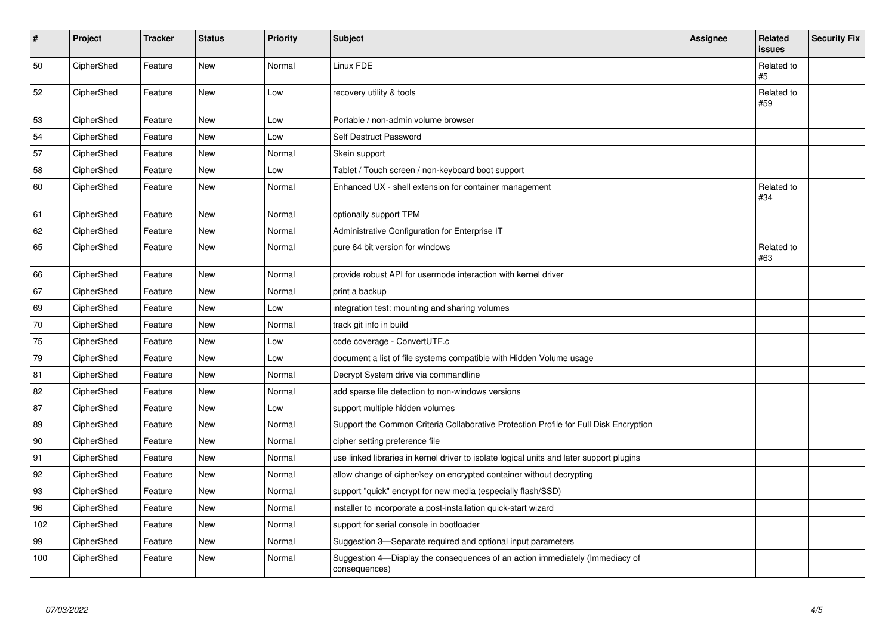| # | Project | Tracker | Status | Priority | Subject | Assignee | Related issues | Security Fix |
|---|---|---|---|---|---|---|---|---|
| 50 | CipherShed | Feature | New | Normal | Linux FDE | | Related to #5 | |
| 52 | CipherShed | Feature | New | Low | recovery utility & tools | | Related to #59 | |
| 53 | CipherShed | Feature | New | Low | Portable / non-admin volume browser | | | |
| 54 | CipherShed | Feature | New | Low | Self Destruct Password | | | |
| 57 | CipherShed | Feature | New | Normal | Skein support | | | |
| 58 | CipherShed | Feature | New | Low | Tablet / Touch screen / non-keyboard boot support | | | |
| 60 | CipherShed | Feature | New | Normal | Enhanced UX - shell extension for container management | | Related to #34 | |
| 61 | CipherShed | Feature | New | Normal | optionally support TPM | | | |
| 62 | CipherShed | Feature | New | Normal | Administrative Configuration for Enterprise IT | | | |
| 65 | CipherShed | Feature | New | Normal | pure 64 bit version for windows | | Related to #63 | |
| 66 | CipherShed | Feature | New | Normal | provide robust API for usermode interaction with kernel driver | | | |
| 67 | CipherShed | Feature | New | Normal | print a backup | | | |
| 69 | CipherShed | Feature | New | Low | integration test: mounting and sharing volumes | | | |
| 70 | CipherShed | Feature | New | Normal | track git info in build | | | |
| 75 | CipherShed | Feature | New | Low | code coverage - ConvertUTF.c | | | |
| 79 | CipherShed | Feature | New | Low | document a list of file systems compatible with Hidden Volume usage | | | |
| 81 | CipherShed | Feature | New | Normal | Decrypt System drive via commandline | | | |
| 82 | CipherShed | Feature | New | Normal | add sparse file detection to non-windows versions | | | |
| 87 | CipherShed | Feature | New | Low | support multiple hidden volumes | | | |
| 89 | CipherShed | Feature | New | Normal | Support the Common Criteria Collaborative Protection Profile for Full Disk Encryption | | | |
| 90 | CipherShed | Feature | New | Normal | cipher setting preference file | | | |
| 91 | CipherShed | Feature | New | Normal | use linked libraries in kernel driver to isolate logical units and later support plugins | | | |
| 92 | CipherShed | Feature | New | Normal | allow change of cipher/key on encrypted container without decrypting | | | |
| 93 | CipherShed | Feature | New | Normal | support "quick" encrypt for new media (especially flash/SSD) | | | |
| 96 | CipherShed | Feature | New | Normal | installer to incorporate a post-installation quick-start wizard | | | |
| 102 | CipherShed | Feature | New | Normal | support for serial console in bootloader | | | |
| 99 | CipherShed | Feature | New | Normal | Suggestion 3—Separate required and optional input parameters | | | |
| 100 | CipherShed | Feature | New | Normal | Suggestion 4—Display the consequences of an action immediately (Immediacy of consequences) | | | |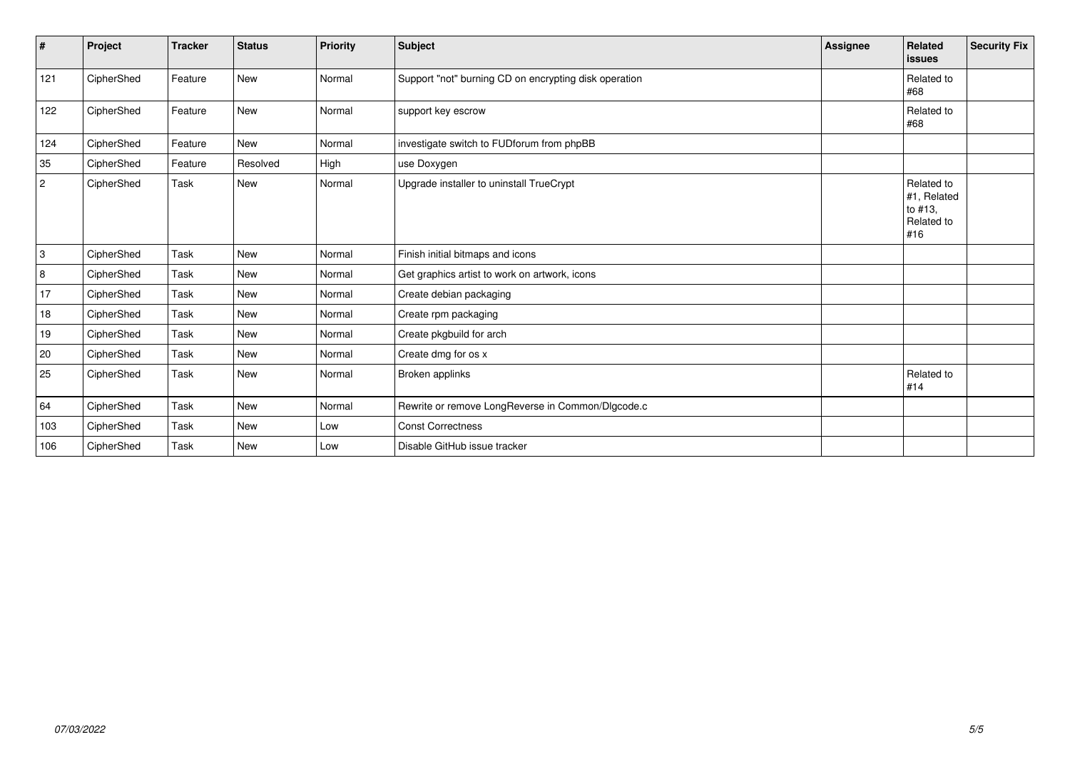| # | Project | Tracker | Status | Priority | Subject | Assignee | Related issues | Security Fix |
|---|---|---|---|---|---|---|---|---|
| 121 | CipherShed | Feature | New | Normal | Support "not" burning CD on encrypting disk operation | | Related to #68 | |
| 122 | CipherShed | Feature | New | Normal | support key escrow | | Related to #68 | |
| 124 | CipherShed | Feature | New | Normal | investigate switch to FUDforum from phpBB | | | |
| 35 | CipherShed | Feature | Resolved | High | use Doxygen | | | |
| 2 | CipherShed | Task | New | Normal | Upgrade installer to uninstall TrueCrypt | | Related to #1, Related to #13, Related to #16 | |
| 3 | CipherShed | Task | New | Normal | Finish initial bitmaps and icons | | | |
| 8 | CipherShed | Task | New | Normal | Get graphics artist to work on artwork, icons | | | |
| 17 | CipherShed | Task | New | Normal | Create debian packaging | | | |
| 18 | CipherShed | Task | New | Normal | Create rpm packaging | | | |
| 19 | CipherShed | Task | New | Normal | Create pkgbuild for arch | | | |
| 20 | CipherShed | Task | New | Normal | Create dmg for os x | | | |
| 25 | CipherShed | Task | New | Normal | Broken applinks | | Related to #14 | |
| 64 | CipherShed | Task | New | Normal | Rewrite or remove LongReverse in Common/Dlgcode.c | | | |
| 103 | CipherShed | Task | New | Low | Const Correctness | | | |
| 106 | CipherShed | Task | New | Low | Disable GitHub issue tracker | | | |

*07/03/2022*